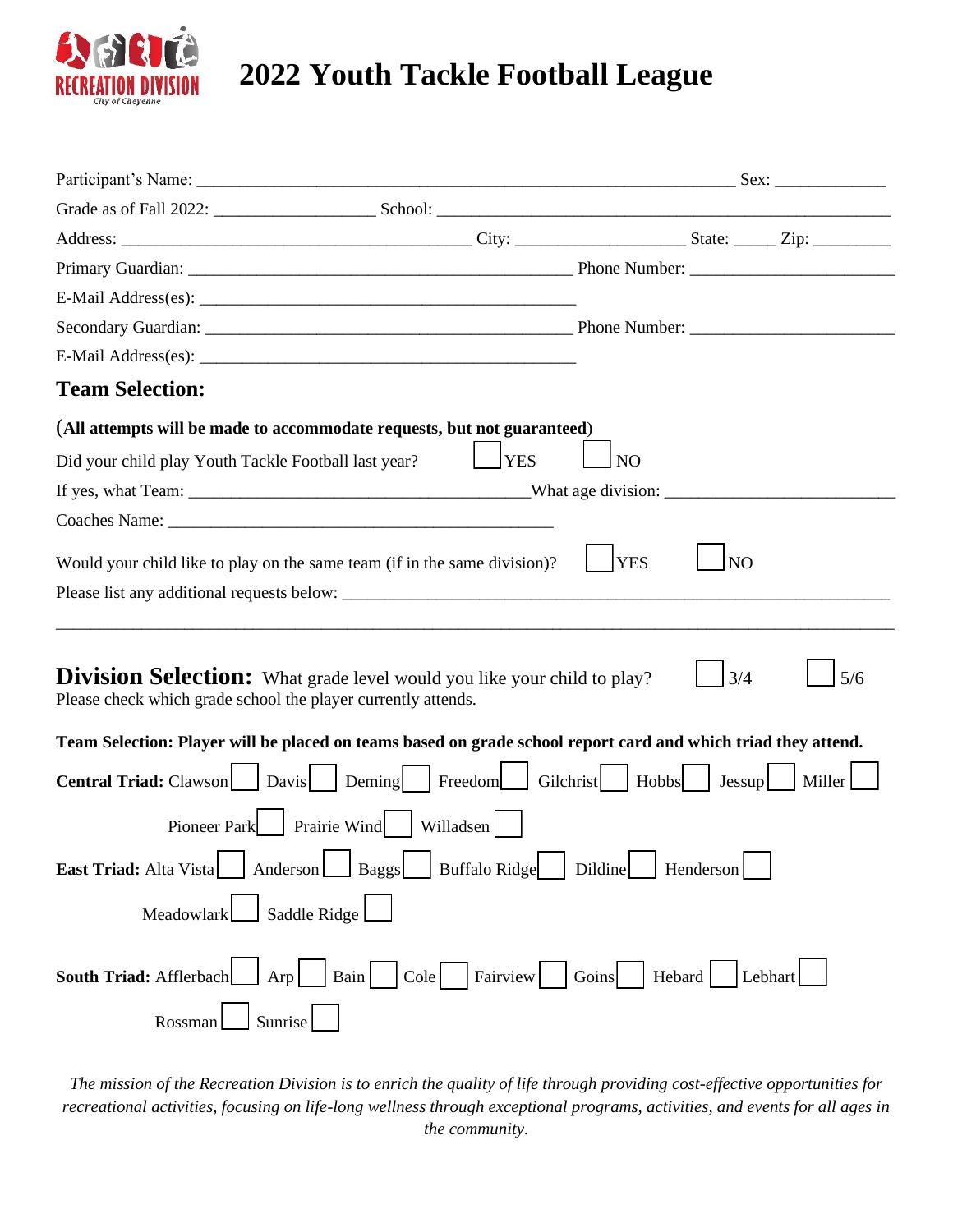RECREATION DIVISION
City of Cheyenne

# 2022 Youth Tackle Football League

Participant's Name: ______________________________________________ Sex: __________

Grade as of Fall 2022: ______________ School: ________________________________________

Address: ______________________________ City: ______________ State: _____ Zip: _________

Primary Guardian: ________________________________ Phone Number: ____________________

E-Mail Address(es): ________________________________

Secondary Guardian: ________________________________ Phone Number: ____________________

E-Mail Address(es): ________________________________

## Team Selection:

(**All attempts will be made to accommodate requests, but not guaranteed**)

Did your child play Youth Tackle Football last year? ☐ YES ☐ NO

If yes, what Team: ______________________________What age division: ____________________

Coaches Name: ________________________________

Would your child like to play on the same team (if in the same division)? ☐ YES ☐ NO

Please list any additional requests below: ________________________________________________

_____________________________________________________________________________

## Division Selection:

What grade level would you like your child to play? ☐ 3/4 ☐ 5/6

Please check which grade school the player currently attends.

**Team Selection: Player will be placed on teams based on grade school report card and which triad they attend.**

**Central Triad:** Clawson ☐ Davis ☐ Deming ☐ Freedom ☐ Gilchrist ☐ Hobbs ☐ Jessup ☐ Miller ☐ Pioneer Park ☐ Prairie Wind ☐ Willadsen ☐

**East Triad:** Alta Vista ☐ Anderson ☐ Baggs ☐ Buffalo Ridge ☐ Dildine ☐ Henderson ☐ Meadowlark ☐ Saddle Ridge ☐

**South Triad:** Afflerbach ☐ Arp ☐ Bain ☐ Cole ☐ Fairview ☐ Goins ☐ Hebard ☐ Lebhart ☐ Rossman ☐ Sunrise ☐

*The mission of the Recreation Division is to enrich the quality of life through providing cost-effective opportunities for recreational activities, focusing on life-long wellness through exceptional programs, activities, and events for all ages in the community.*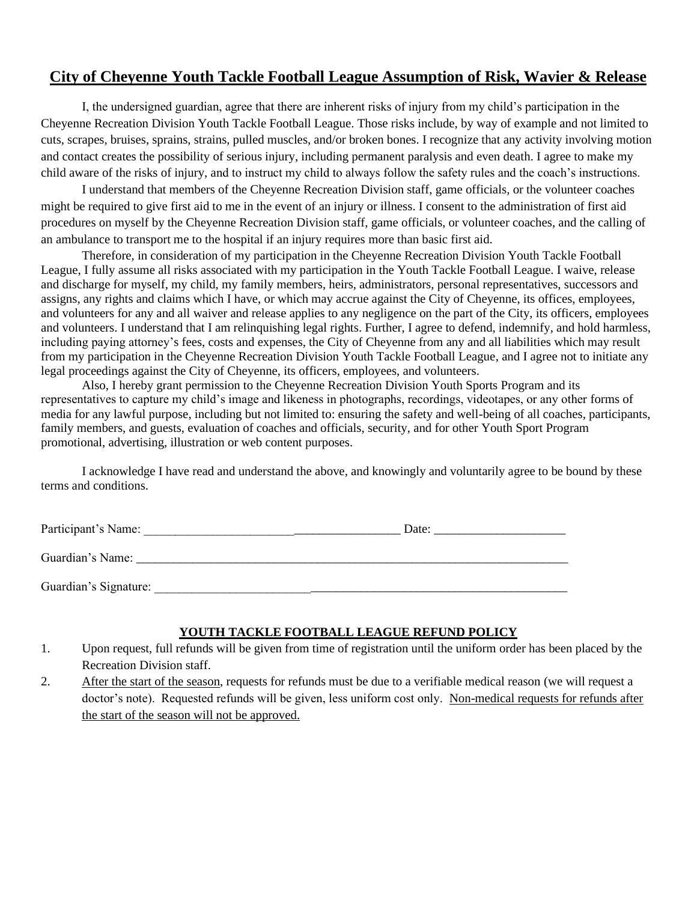## City of Cheyenne Youth Tackle Football League Assumption of Risk, Wavier & Release

I, the undersigned guardian, agree that there are inherent risks of injury from my child's participation in the Cheyenne Recreation Division Youth Tackle Football League. Those risks include, by way of example and not limited to cuts, scrapes, bruises, sprains, strains, pulled muscles, and/or broken bones. I recognize that any activity involving motion and contact creates the possibility of serious injury, including permanent paralysis and even death. I agree to make my child aware of the risks of injury, and to instruct my child to always follow the safety rules and the coach's instructions.

I understand that members of the Cheyenne Recreation Division staff, game officials, or the volunteer coaches might be required to give first aid to me in the event of an injury or illness. I consent to the administration of first aid procedures on myself by the Cheyenne Recreation Division staff, game officials, or volunteer coaches, and the calling of an ambulance to transport me to the hospital if an injury requires more than basic first aid.

Therefore, in consideration of my participation in the Cheyenne Recreation Division Youth Tackle Football League, I fully assume all risks associated with my participation in the Youth Tackle Football League. I waive, release and discharge for myself, my child, my family members, heirs, administrators, personal representatives, successors and assigns, any rights and claims which I have, or which may accrue against the City of Cheyenne, its offices, employees, and volunteers for any and all waiver and release applies to any negligence on the part of the City, its officers, employees and volunteers. I understand that I am relinquishing legal rights. Further, I agree to defend, indemnify, and hold harmless, including paying attorney's fees, costs and expenses, the City of Cheyenne from any and all liabilities which may result from my participation in the Cheyenne Recreation Division Youth Tackle Football League, and I agree not to initiate any legal proceedings against the City of Cheyenne, its officers, employees, and volunteers.

Also, I hereby grant permission to the Cheyenne Recreation Division Youth Sports Program and its representatives to capture my child's image and likeness in photographs, recordings, videotapes, or any other forms of media for any lawful purpose, including but not limited to: ensuring the safety and well-being of all coaches, participants, family members, and guests, evaluation of coaches and officials, security, and for other Youth Sport Program promotional, advertising, illustration or web content purposes.

I acknowledge I have read and understand the above, and knowingly and voluntarily agree to be bound by these terms and conditions.

Participant's Name: _________________________________________ Date: _____________________

Guardian's Name: ___________________________________________________________________________

Guardian's Signature: ___________________________________________________________________

### YOUTH TACKLE FOOTBALL LEAGUE REFUND POLICY

1. Upon request, full refunds will be given from time of registration until the uniform order has been placed by the Recreation Division staff.
2. After the start of the season, requests for refunds must be due to a verifiable medical reason (we will request a doctor's note). Requested refunds will be given, less uniform cost only. Non-medical requests for refunds after the start of the season will not be approved.